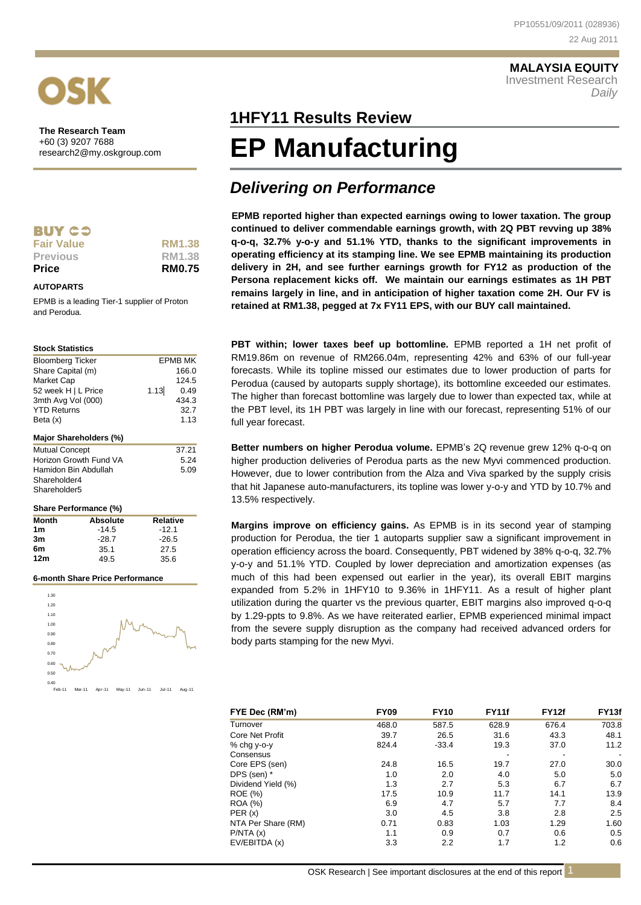MALAYSIA EQUITY
Investment Research
*Daily*

PP10551/09/2011 (028936)
22 Aug 2011

**The Research Team**
+60 (3) 9207 7688
research2@my.oskgroup.com

**BUY**

| | |
|---|---|
| Fair Value | RM1.38 |
| Previous | RM1.38 |
| **Price** | **RM0.75** |

**AUTOPARTS**

EPMB is a leading Tier-1 supplier of Proton and Perodua.

**Stock Statistics**

| | | |
|---|---|---|
| Bloomberg Ticker | | EPMB MK |
| Share Capital (m) | | 166.0 |
| Market Cap | | 124.5 |
| 52 week H \| L Price | 1.13 | 0.49 |
| 3mth Avg Vol (000) | | 434.3 |
| YTD Returns | | 32.7 |
| Beta (x) | | 1.13 |

**Major Shareholders (%)**

| | |
|---|---|
| Mutual Concept | 37.21 |
| Horizon Growth Fund VA | 5.24 |
| Hamidon Bin Abdullah | 5.09 |
| Shareholder4 | |
| Shareholder5 | |

**Share Performance (%)**

| Month | Absolute | Relative |
|---|---|---|
| 1m | -14.5 | -12.1 |
| 3m | -28.7 | -26.5 |
| 6m | 35.1 | 27.5 |
| 12m | 49.5 | 35.6 |

**6-month Share Price Performance**

# 1HFY11 Results Review

# EP Manufacturing

## *Delivering on Performance*

**EPMB reported higher than expected earnings owing to lower taxation. The group continued to deliver commendable earnings growth, with 2Q PBT revving up 38% q-o-q, 32.7% y-o-y and 51.1% YTD, thanks to the significant improvements in operating efficiency at its stamping line. We see EPMB maintaining its production delivery in 2H, and see further earnings growth for FY12 as production of the Persona replacement kicks off. We maintain our earnings estimates as 1H PBT remains largely in line, and in anticipation of higher taxation come 2H. Our FV is retained at RM1.38, pegged at 7x FY11 EPS, with our BUY call maintained.**

**PBT within; lower taxes beef up bottomline.** EPMB reported a 1H net profit of RM19.86m on revenue of RM266.04m, representing 42% and 63% of our full-year forecasts. While its topline missed our estimates due to lower production of parts for Perodua (caused by autoparts supply shortage), its bottomline exceeded our estimates. The higher than forecast bottomline was largely due to lower than expected tax, while at the PBT level, its 1H PBT was largely in line with our forecast, representing 51% of our full year forecast.

**Better numbers on higher Perodua volume.** EPMB's 2Q revenue grew 12% q-o-q on higher production deliveries of Perodua parts as the new Myvi commenced production. However, due to lower contribution from the Alza and Viva sparked by the supply crisis that hit Japanese auto-manufacturers, its topline was lower y-o-y and YTD by 10.7% and 13.5% respectively.

**Margins improve on efficiency gains.** As EPMB is in its second year of stamping production for Perodua, the tier 1 autoparts supplier saw a significant improvement in operation efficiency across the board. Consequently, PBT widened by 38% q-o-q, 32.7% y-o-y and 51.1% YTD. Coupled by lower depreciation and amortization expenses (as much of this had been expensed out earlier in the year), its overall EBIT margins expanded from 5.2% in 1HFY10 to 9.36% in 1HFY11. As a result of higher plant utilization during the quarter vs the previous quarter, EBIT margins also improved q-o-q by 1.29-ppts to 9.8%. As we have reiterated earlier, EPMB experienced minimal impact from the severe supply disruption as the company had received advanced orders for body parts stamping for the new Myvi.

| FYE Dec (RM'm) | FY09 | FY10 | FY11f | FY12f | FY13f |
|---|---|---|---|---|---|
| Turnover | 468.0 | 587.5 | 628.9 | 676.4 | 703.8 |
| Core Net Profit | 39.7 | 26.5 | 31.6 | 43.3 | 48.1 |
| % chg y-o-y | 824.4 | -33.4 | 19.3 | 37.0 | 11.2 |
| Consensus | | | - | - | - |
| Core EPS (sen) | 24.8 | 16.5 | 19.7 | 27.0 | 30.0 |
| DPS (sen) * | 1.0 | 2.0 | 4.0 | 5.0 | 5.0 |
| Dividend Yield (%) | 1.3 | 2.7 | 5.3 | 6.7 | 6.7 |
| ROE (%) | 17.5 | 10.9 | 11.7 | 14.1 | 13.9 |
| ROA (%) | 6.9 | 4.7 | 5.7 | 7.7 | 8.4 |
| PER (x) | 3.0 | 4.5 | 3.8 | 2.8 | 2.5 |
| NTA Per Share (RM) | 0.71 | 0.83 | 1.03 | 1.29 | 1.60 |
| P/NTA (x) | 1.1 | 0.9 | 0.7 | 0.6 | 0.5 |
| EV/EBITDA (x) | 3.3 | 2.2 | 1.7 | 1.2 | 0.6 |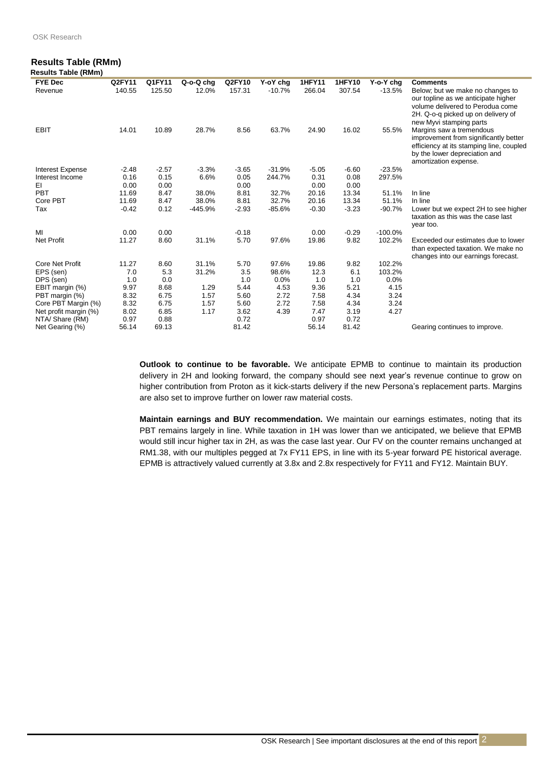## Results Table (RMm)

**Results Table (RMm)**

| FYE Dec | Q2FY11 | Q1FY11 | Q-o-Q chg | Q2FY10 | Y-oY chg | 1HFY11 | 1HFY10 | Y-o-Y chg | Comments |
|---|---|---|---|---|---|---|---|---|---|
| Revenue | 140.55 | 125.50 | 12.0% | 157.31 | -10.7% | 266.04 | 307.54 | -13.5% | Below; but we make no changes to our topline as we anticipate higher volume delivered to Perodua come 2H. Q-o-q picked up on delivery of new Myvi stamping parts |
| EBIT | 14.01 | 10.89 | 28.7% | 8.56 | 63.7% | 24.90 | 16.02 | 55.5% | Margins saw a tremendous improvement from significantly better efficiency at its stamping line, coupled by the lower depreciation and amortization expense. |
| Interest Expense | -2.48 | -2.57 | -3.3% | -3.65 | -31.9% | -5.05 | -6.60 | -23.5% | |
| Interest Income | 0.16 | 0.15 | 6.6% | 0.05 | 244.7% | 0.31 | 0.08 | 297.5% | |
| EI | 0.00 | 0.00 | | 0.00 | | 0.00 | 0.00 | | |
| PBT | 11.69 | 8.47 | 38.0% | 8.81 | 32.7% | 20.16 | 13.34 | 51.1% | In line |
| Core PBT | 11.69 | 8.47 | 38.0% | 8.81 | 32.7% | 20.16 | 13.34 | 51.1% | In line |
| Tax | -0.42 | 0.12 | -445.9% | -2.93 | -85.6% | -0.30 | -3.23 | -90.7% | Lower but we expect 2H to see higher taxation as this was the case last year too. |
| MI | 0.00 | 0.00 | | -0.18 | | 0.00 | -0.29 | -100.0% | |
| Net Profit | 11.27 | 8.60 | 31.1% | 5.70 | 97.6% | 19.86 | 9.82 | 102.2% | Exceeded our estimates due to lower than expected taxation. We make no changes into our earnings forecast. |
| Core Net Profit | 11.27 | 8.60 | 31.1% | 5.70 | 97.6% | 19.86 | 9.82 | 102.2% | |
| EPS (sen) | 7.0 | 5.3 | 31.2% | 3.5 | 98.6% | 12.3 | 6.1 | 103.2% | |
| DPS (sen) | 1.0 | 0.0 | | 1.0 | 0.0% | 1.0 | 1.0 | 0.0% | |
| EBIT margin (%) | 9.97 | 8.68 | 1.29 | 5.44 | 4.53 | 9.36 | 5.21 | 4.15 | |
| PBT margin (%) | 8.32 | 6.75 | 1.57 | 5.60 | 2.72 | 7.58 | 4.34 | 3.24 | |
| Core PBT Margin (%) | 8.32 | 6.75 | 1.57 | 5.60 | 2.72 | 7.58 | 4.34 | 3.24 | |
| Net profit margin (%) | 8.02 | 6.85 | 1.17 | 3.62 | 4.39 | 7.47 | 3.19 | 4.27 | |
| NTA/ Share (RM) | 0.97 | 0.88 | | 0.72 | | 0.97 | 0.72 | | |
| Net Gearing (%) | 56.14 | 69.13 | | 81.42 | | 56.14 | 81.42 | | Gearing continues to improve. |

**Outlook to continue to be favorable.** We anticipate EPMB to continue to maintain its production delivery in 2H and looking forward, the company should see next year's revenue continue to grow on higher contribution from Proton as it kick-starts delivery if the new Persona's replacement parts. Margins are also set to improve further on lower raw material costs.

**Maintain earnings and BUY recommendation.** We maintain our earnings estimates, noting that its PBT remains largely in line. While taxation in 1H was lower than we anticipated, we believe that EPMB would still incur higher tax in 2H, as was the case last year. Our FV on the counter remains unchanged at RM1.38, with our multiples pegged at 7x FY11 EPS, in line with its 5-year forward PE historical average. EPMB is attractively valued currently at 3.8x and 2.8x respectively for FY11 and FY12. Maintain BUY.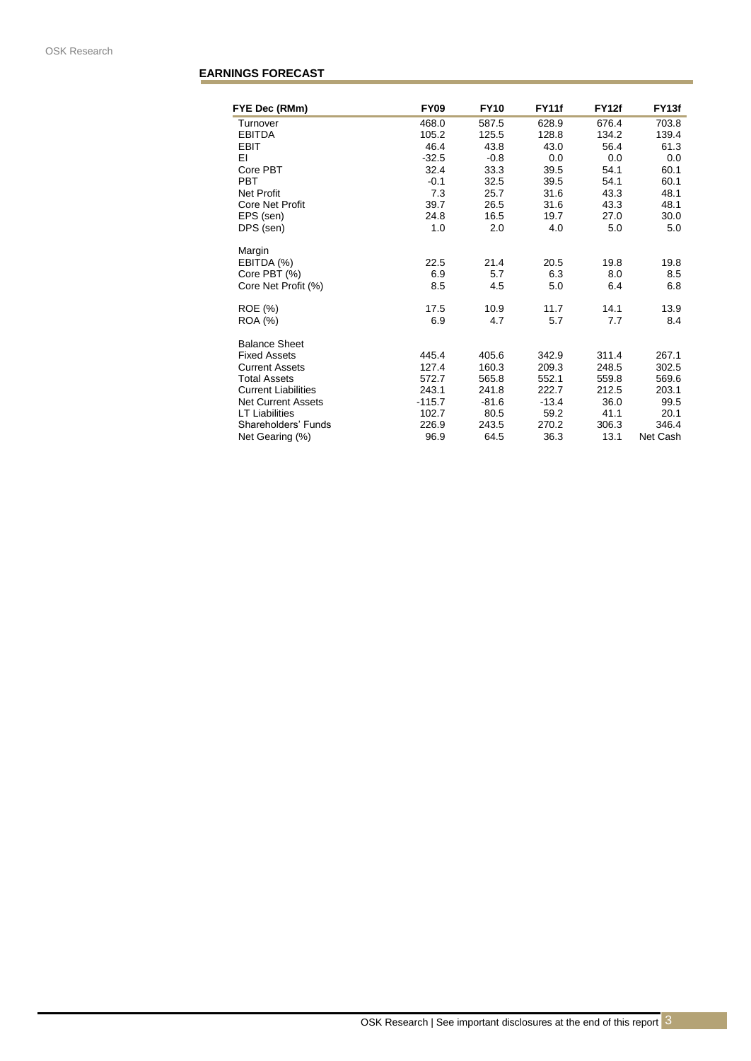## EARNINGS FORECAST

| FYE Dec (RMm) | FY09 | FY10 | FY11f | FY12f | FY13f |
|---|---|---|---|---|---|
| Turnover | 468.0 | 587.5 | 628.9 | 676.4 | 703.8 |
| EBITDA | 105.2 | 125.5 | 128.8 | 134.2 | 139.4 |
| EBIT | 46.4 | 43.8 | 43.0 | 56.4 | 61.3 |
| EI | -32.5 | -0.8 | 0.0 | 0.0 | 0.0 |
| Core PBT | 32.4 | 33.3 | 39.5 | 54.1 | 60.1 |
| PBT | -0.1 | 32.5 | 39.5 | 54.1 | 60.1 |
| Net Profit | 7.3 | 25.7 | 31.6 | 43.3 | 48.1 |
| Core Net Profit | 39.7 | 26.5 | 31.6 | 43.3 | 48.1 |
| EPS (sen) | 24.8 | 16.5 | 19.7 | 27.0 | 30.0 |
| DPS (sen) | 1.0 | 2.0 | 4.0 | 5.0 | 5.0 |
| | | | | | |
| Margin | | | | | |
| EBITDA (%) | 22.5 | 21.4 | 20.5 | 19.8 | 19.8 |
| Core PBT (%) | 6.9 | 5.7 | 6.3 | 8.0 | 8.5 |
| Core Net Profit (%) | 8.5 | 4.5 | 5.0 | 6.4 | 6.8 |
| | | | | | |
| ROE (%) | 17.5 | 10.9 | 11.7 | 14.1 | 13.9 |
| ROA (%) | 6.9 | 4.7 | 5.7 | 7.7 | 8.4 |
| | | | | | |
| Balance Sheet | | | | | |
| Fixed Assets | 445.4 | 405.6 | 342.9 | 311.4 | 267.1 |
| Current Assets | 127.4 | 160.3 | 209.3 | 248.5 | 302.5 |
| Total Assets | 572.7 | 565.8 | 552.1 | 559.8 | 569.6 |
| Current Liabilities | 243.1 | 241.8 | 222.7 | 212.5 | 203.1 |
| Net Current Assets | -115.7 | -81.6 | -13.4 | 36.0 | 99.5 |
| LT Liabilities | 102.7 | 80.5 | 59.2 | 41.1 | 20.1 |
| Shareholders' Funds | 226.9 | 243.5 | 270.2 | 306.3 | 346.4 |
| Net Gearing (%) | 96.9 | 64.5 | 36.3 | 13.1 | Net Cash |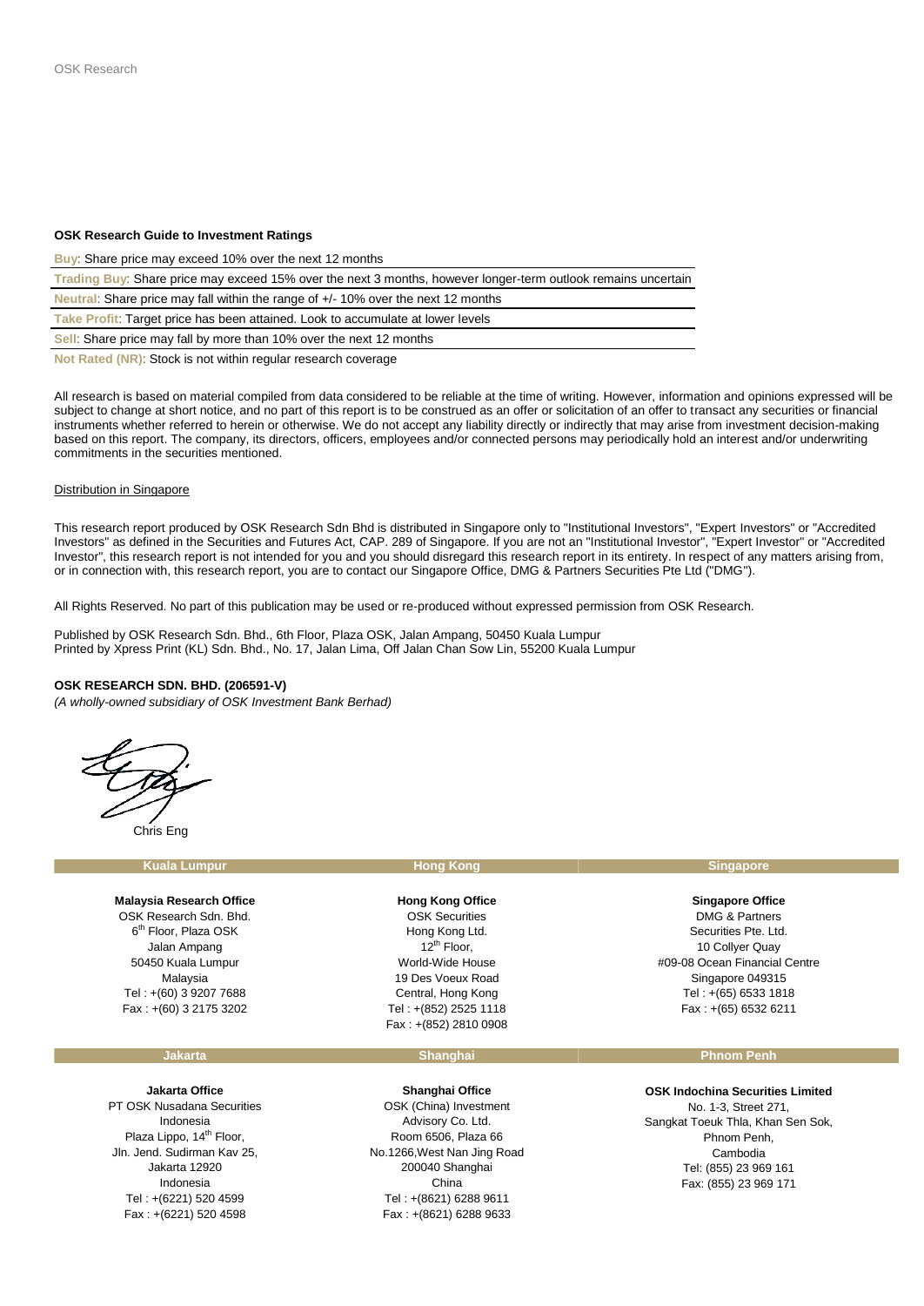**OSK Research Guide to Investment Ratings**

**Buy**: Share price may exceed 10% over the next 12 months

**Trading Buy**: Share price may exceed 15% over the next 3 months, however longer-term outlook remains uncertain

**Neutral**: Share price may fall within the range of +/- 10% over the next 12 months

**Take Profit**: Target price has been attained. Look to accumulate at lower levels

**Sell**: Share price may fall by more than 10% over the next 12 months

**Not Rated (NR)**: Stock is not within regular research coverage

All research is based on material compiled from data considered to be reliable at the time of writing. However, information and opinions expressed will be subject to change at short notice, and no part of this report is to be construed as an offer or solicitation of an offer to transact any securities or financial instruments whether referred to herein or otherwise. We do not accept any liability directly or indirectly that may arise from investment decision-making based on this report. The company, its directors, officers, employees and/or connected persons may periodically hold an interest and/or underwriting commitments in the securities mentioned.

Distribution in Singapore

This research report produced by OSK Research Sdn Bhd is distributed in Singapore only to "Institutional Investors", "Expert Investors" or "Accredited Investors" as defined in the Securities and Futures Act, CAP. 289 of Singapore. If you are not an "Institutional Investor", "Expert Investor" or "Accredited Investor", this research report is not intended for you and you should disregard this research report in its entirety. In respect of any matters arising from, or in connection with, this research report, you are to contact our Singapore Office, DMG & Partners Securities Pte Ltd ("DMG").

All Rights Reserved. No part of this publication may be used or re-produced without expressed permission from OSK Research.

Published by OSK Research Sdn. Bhd., 6th Floor, Plaza OSK, Jalan Ampang, 50450 Kuala Lumpur
Printed by Xpress Print (KL) Sdn. Bhd., No. 17, Jalan Lima, Off Jalan Chan Sow Lin, 55200 Kuala Lumpur

**OSK RESEARCH SDN. BHD. (206591-V)**
*(A wholly-owned subsidiary of OSK Investment Bank Berhad)*

Chris Eng

**Kuala Lumpur**

**Malaysia Research Office**
OSK Research Sdn. Bhd.
6th Floor, Plaza OSK
Jalan Ampang
50450 Kuala Lumpur
Malaysia
Tel : +(60) 3 9207 7688
Fax : +(60) 3 2175 3202

**Hong Kong**

**Hong Kong Office**
OSK Securities
Hong Kong Ltd.
12th Floor,
World-Wide House
19 Des Voeux Road
Central, Hong Kong
Tel : +(852) 2525 1118
Fax : +(852) 2810 0908

**Singapore**

**Singapore Office**
DMG & Partners
Securities Pte. Ltd.
10 Collyer Quay
#09-08 Ocean Financial Centre
Singapore 049315
Tel : +(65) 6533 1818
Fax : +(65) 6532 6211

**Jakarta**

**Jakarta Office**
PT OSK Nusadana Securities
Indonesia
Plaza Lippo, 14th Floor,
Jln. Jend. Sudirman Kav 25,
Jakarta 12920
Indonesia
Tel : +(6221) 520 4599
Fax : +(6221) 520 4598

**Shanghai**

**Shanghai Office**
OSK (China) Investment
Advisory Co. Ltd.
Room 6506, Plaza 66
No.1266,West Nan Jing Road
200040 Shanghai
China
Tel : +(8621) 6288 9611
Fax : +(8621) 6288 9633

**Phnom Penh**

**OSK Indochina Securities Limited**
No. 1-3, Street 271,
Sangkat Toeuk Thla, Khan Sen Sok,
Phnom Penh,
Cambodia
Tel: (855) 23 969 161
Fax: (855) 23 969 171